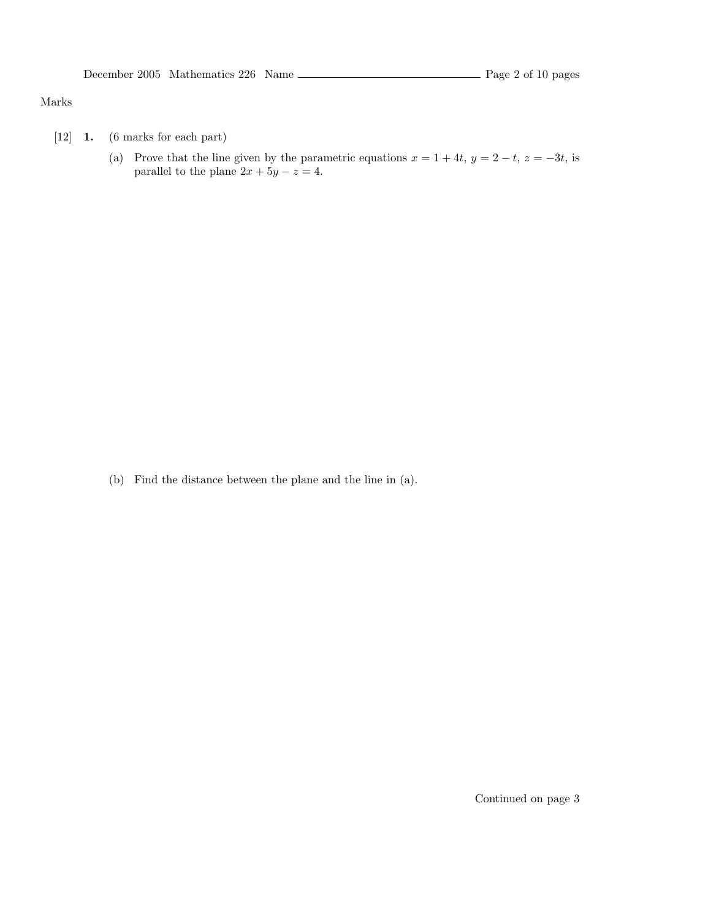Marks

[12] **1.** (6 marks for each part)

(a) Prove that the line given by the parametric equations $x = 1 + 4t$, $y = 2 - t$, $z = -3t$, is parallel to the plane $2x + 5y - z = 4$.

(b) Find the distance between the plane and the line in (a).

Continued on page 3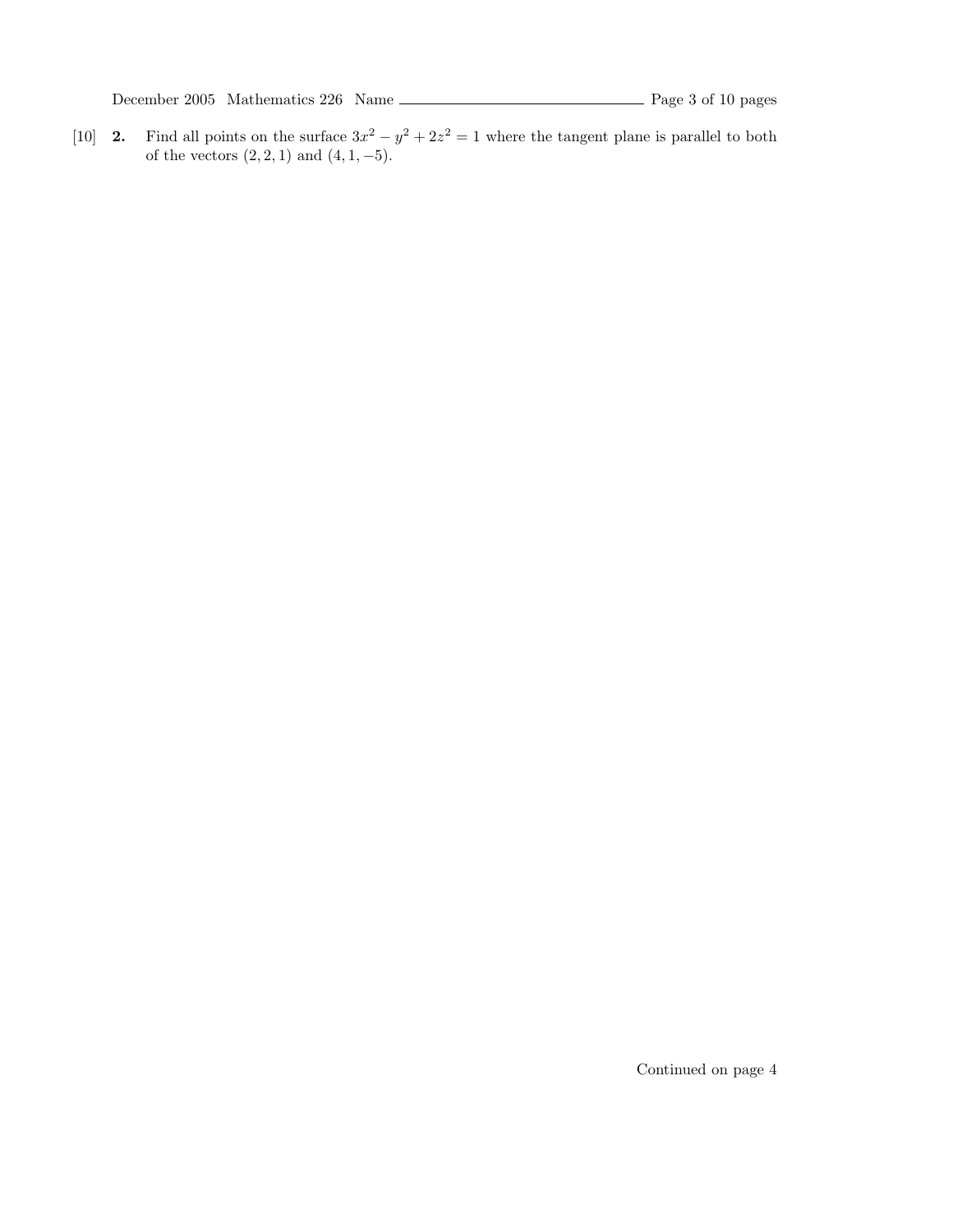[10] **2.** Find all points on the surface $3x^2 - y^2 + 2z^2 = 1$ where the tangent plane is parallel to both of the vectors $(2, 2, 1)$ and $(4, 1, -5)$.

Continued on page 4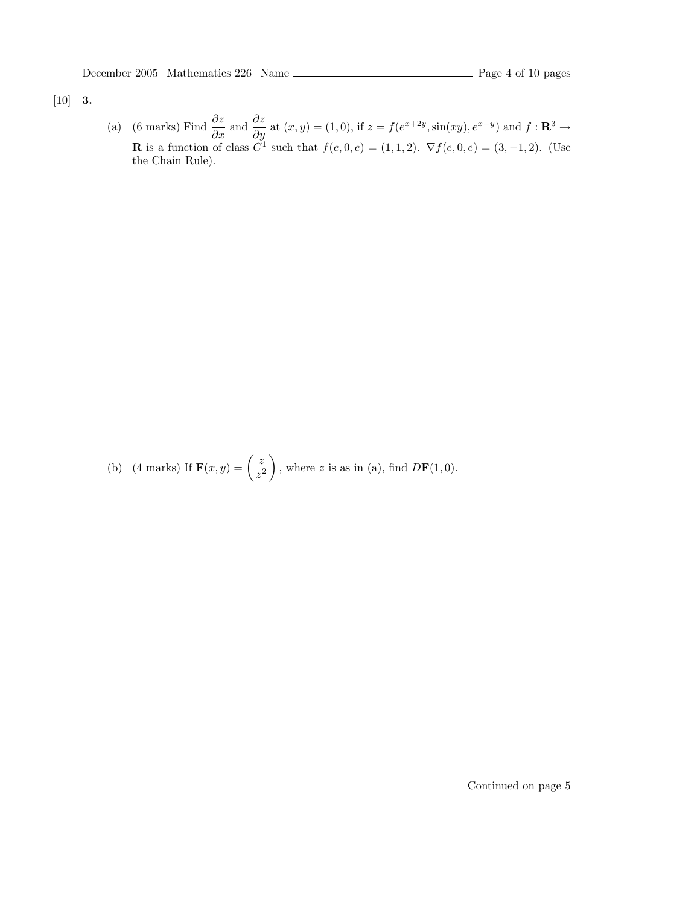[10] **3.**

(a) (6 marks) Find $\dfrac{\partial z}{\partial x}$ and $\dfrac{\partial z}{\partial y}$ at $(x, y) = (1, 0)$, if $z = f(e^{x+2y}, \sin(xy), e^{x-y})$ and $f : \mathbf{R}^3 \to \mathbf{R}$ is a function of class $C^1$ such that $f(e, 0, e) = (1, 1, 2)$. $\nabla f(e, 0, e) = (3, -1, 2)$. (Use the Chain Rule).

(b) (4 marks) If $\mathbf{F}(x, y) = \begin{pmatrix} z \\ z^2 \end{pmatrix}$, where $z$ is as in (a), find $D\mathbf{F}(1, 0)$.

Continued on page 5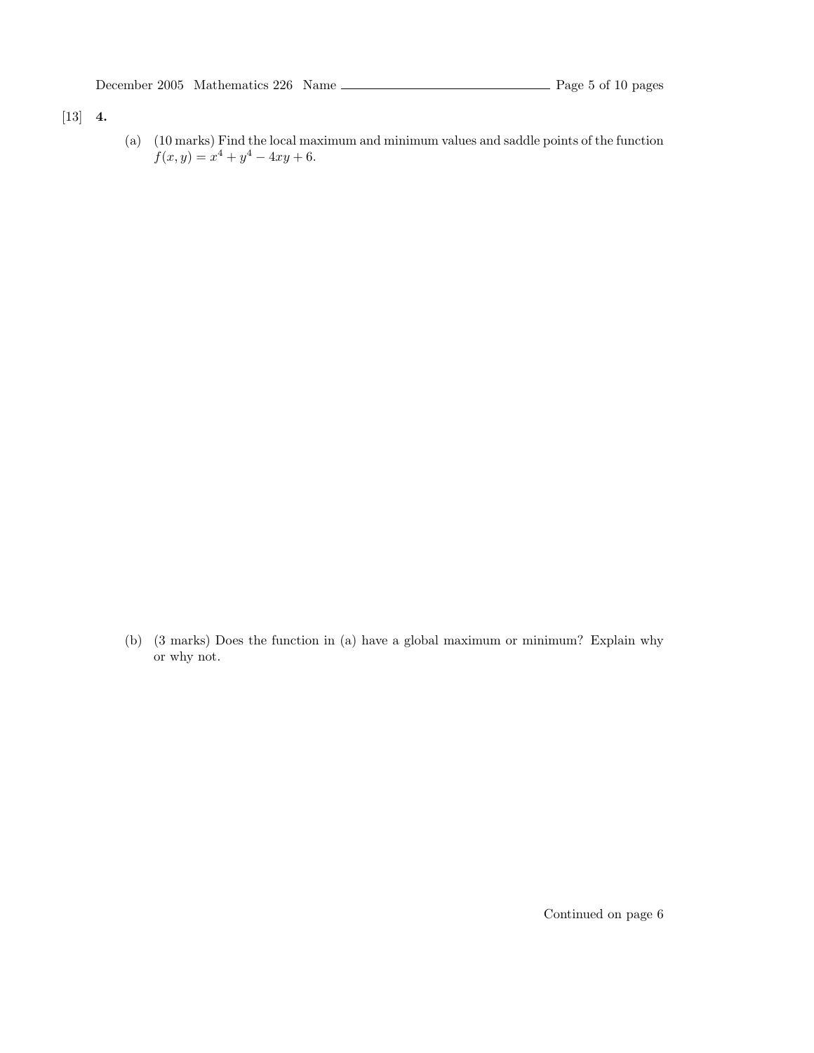[13] **4.**

(a) (10 marks) Find the local maximum and minimum values and saddle points of the function $f(x, y) = x^4 + y^4 - 4xy + 6$.

(b) (3 marks) Does the function in (a) have a global maximum or minimum? Explain why or why not.

Continued on page 6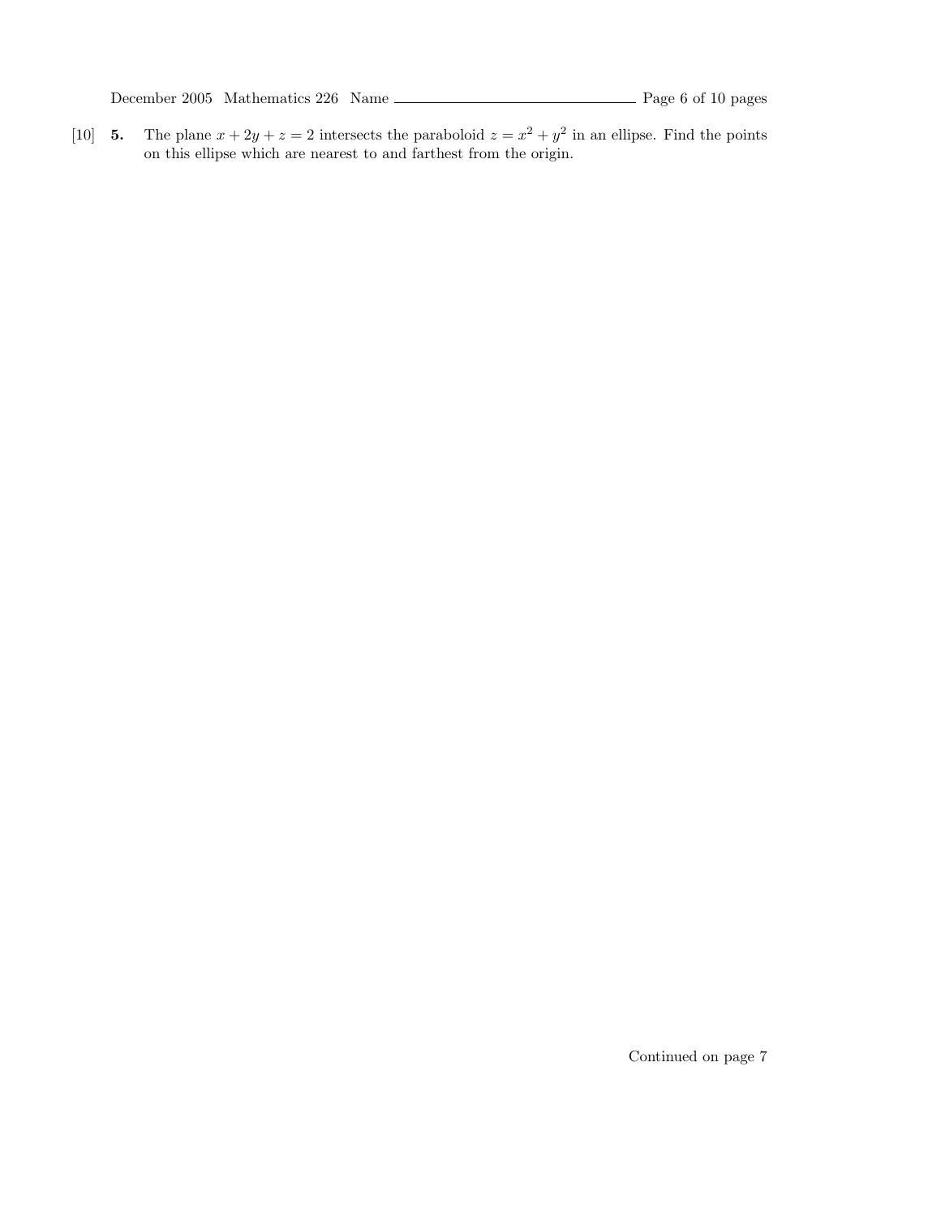[10] **5.** The plane $x + 2y + z = 2$ intersects the paraboloid $z = x^2 + y^2$ in an ellipse. Find the points on this ellipse which are nearest to and farthest from the origin.

Continued on page 7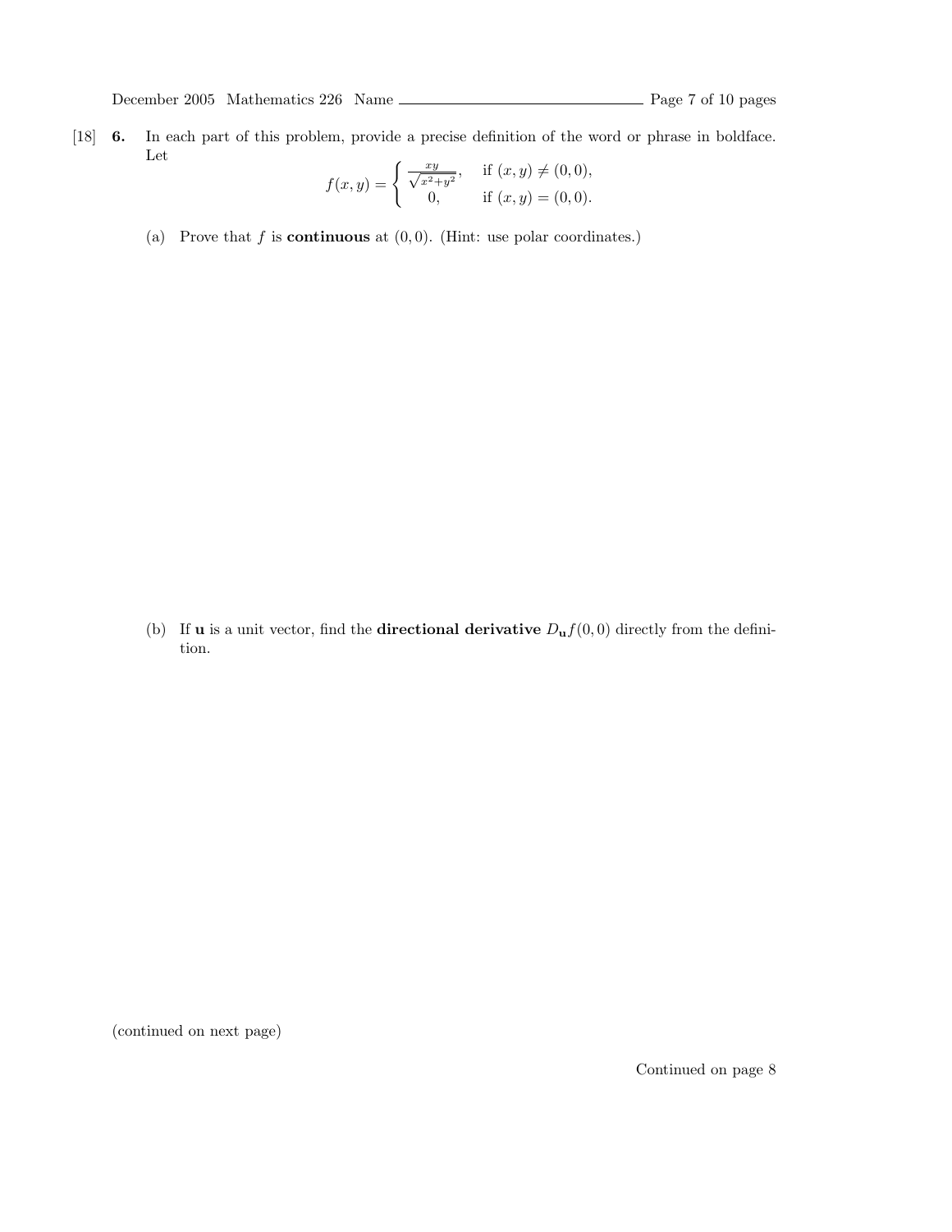[18] **6.** In each part of this problem, provide a precise definition of the word or phrase in boldface. Let

$$f(x, y) = \begin{cases} \frac{xy}{\sqrt{x^2+y^2}}, & \text{if } (x, y) \neq (0, 0), \\ 0, & \text{if } (x, y) = (0, 0). \end{cases}$$

(a) Prove that $f$ is **continuous** at $(0, 0)$. (Hint: use polar coordinates.)

(b) If $\mathbf{u}$ is a unit vector, find the **directional derivative** $D_{\mathbf{u}}f(0, 0)$ directly from the definition.

(continued on next page)

Continued on page 8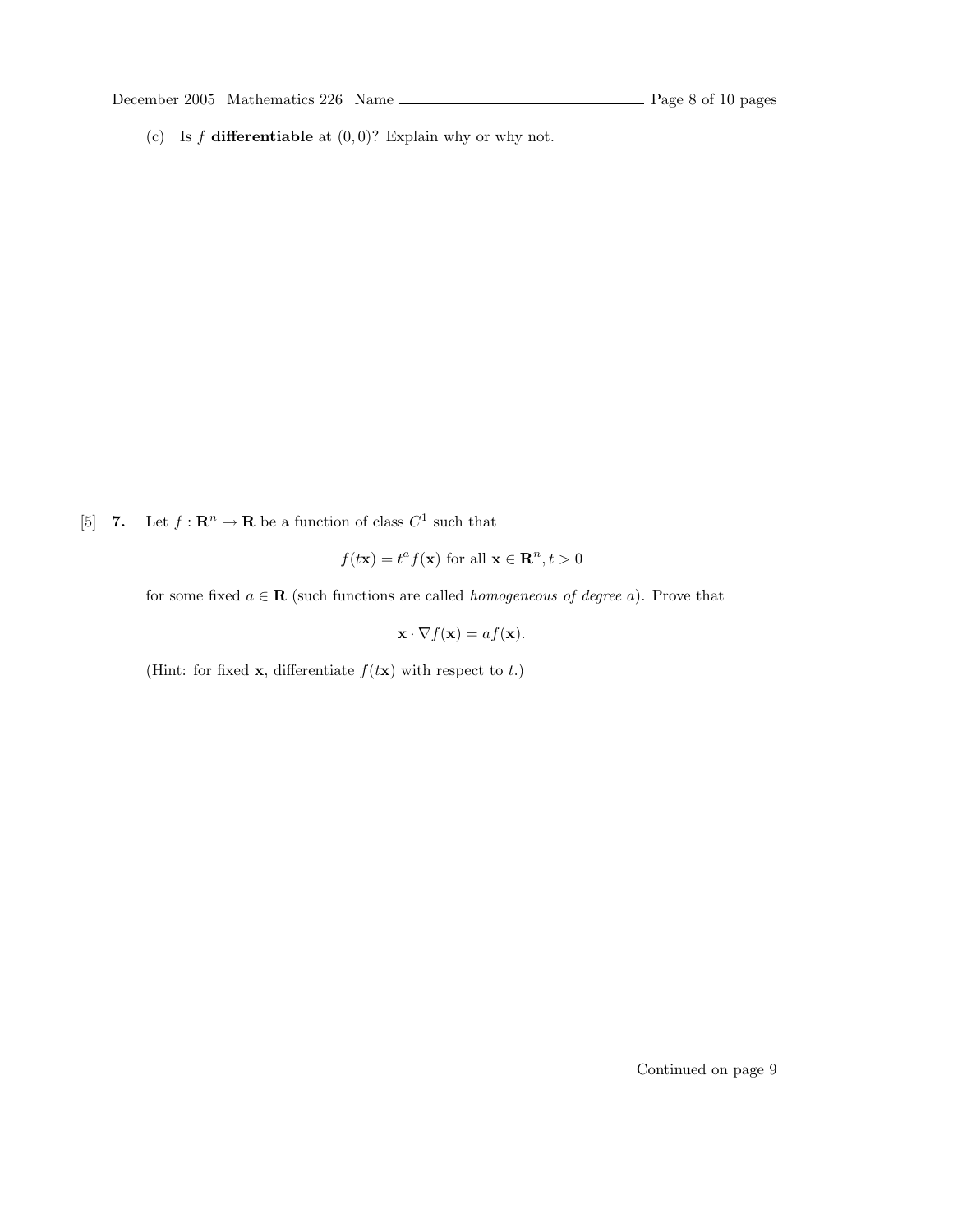(c) Is $f$ **differentiable** at $(0,0)$? Explain why or why not.

[5] **7.** Let $f : \mathbf{R}^n \to \mathbf{R}$ be a function of class $C^1$ such that

$$f(t\mathbf{x}) = t^a f(\mathbf{x}) \text{ for all } \mathbf{x} \in \mathbf{R}^n, t > 0$$

for some fixed $a \in \mathbf{R}$ (such functions are called *homogeneous of degree* $a$). Prove that

$$\mathbf{x} \cdot \nabla f(\mathbf{x}) = a f(\mathbf{x}).$$

(Hint: for fixed $\mathbf{x}$, differentiate $f(t\mathbf{x})$ with respect to $t$.)

Continued on page 9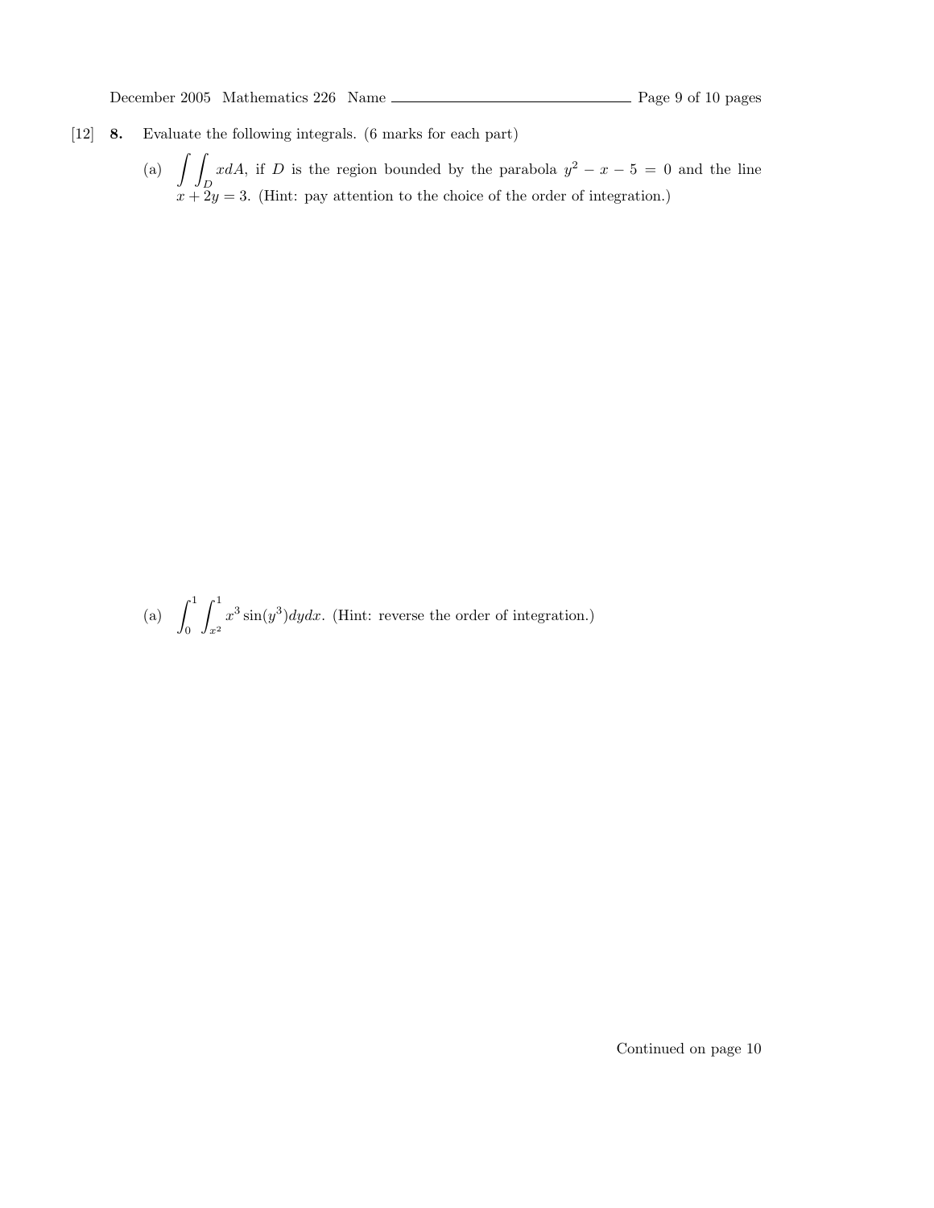[12] **8.** Evaluate the following integrals. (6 marks for each part)

(a) $\displaystyle\int\int_D x dA$, if $D$ is the region bounded by the parabola $y^2 - x - 5 = 0$ and the line $x + 2y = 3$. (Hint: pay attention to the choice of the order of integration.)

(a) $\displaystyle\int_0^1 \int_{x^2}^1 x^3 \sin(y^3) dy dx$. (Hint: reverse the order of integration.)

Continued on page 10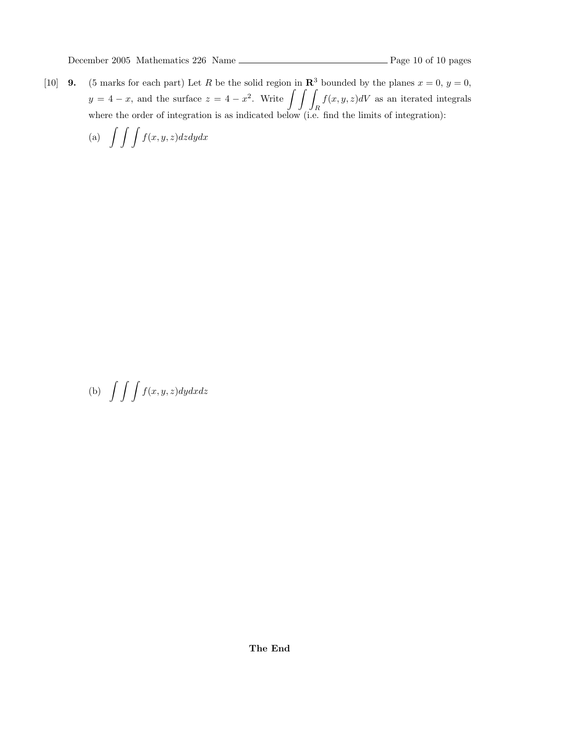[10] **9.** (5 marks for each part) Let $R$ be the solid region in $\mathbf{R}^3$ bounded by the planes $x = 0$, $y = 0$, $y = 4 - x$, and the surface $z = 4 - x^2$. Write $\displaystyle\iiint_R f(x, y, z)dV$ as an iterated integrals where the order of integration is as indicated below (i.e. find the limits of integration):

(a) $\displaystyle\int\int\int f(x, y, z)dzdydx$

(b) $\displaystyle\int\int\int f(x, y, z)dydxdz$

**The End**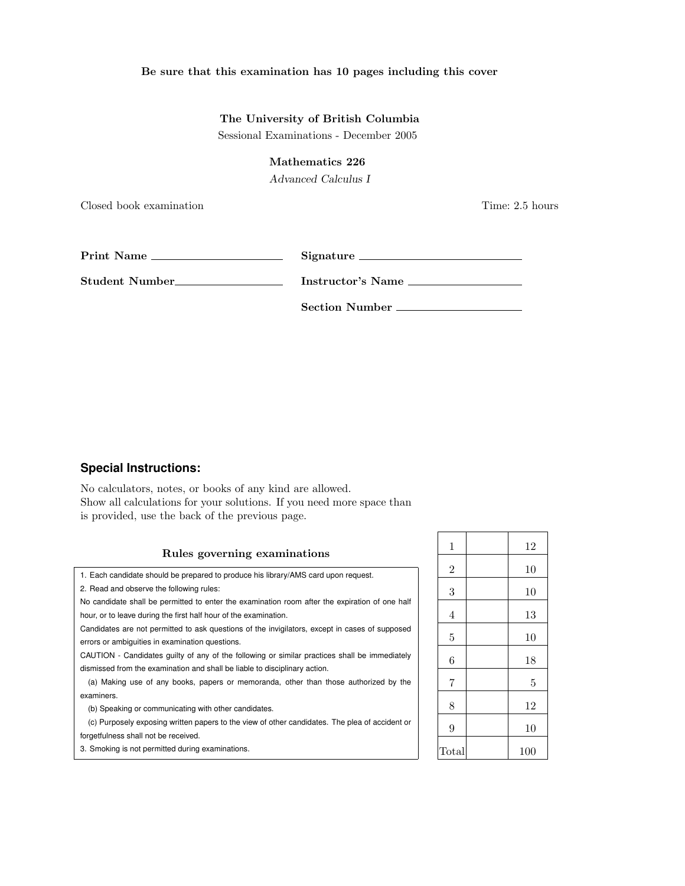**Be sure that this examination has 10 pages including this cover**

**The University of British Columbia**
Sessional Examinations - December 2005

**Mathematics 226**
*Advanced Calculus I*

Closed book examination — Time: 2.5 hours

**Print Name** ____________________ **Signature** ____________________

**Student Number** ____________________ **Instructor's Name** ____________________

**Section Number** ____________________

## Special Instructions:

No calculators, notes, or books of any kind are allowed.
Show all calculations for your solutions. If you need more space than is provided, use the back of the previous page.

### Rules governing examinations

1. Each candidate should be prepared to produce his library/AMS card upon request.
2. Read and observe the following rules:

No candidate shall be permitted to enter the examination room after the expiration of one half hour, or to leave during the first half hour of the examination.

Candidates are not permitted to ask questions of the invigilators, except in cases of supposed errors or ambiguities in examination questions.

CAUTION - Candidates guilty of any of the following or similar practices shall be immediately dismissed from the examination and shall be liable to disciplinary action.

(a) Making use of any books, papers or memoranda, other than those authorized by the examiners.

(b) Speaking or communicating with other candidates.

(c) Purposely exposing written papers to the view of other candidates. The plea of accident or forgetfulness shall not be received.

3. Smoking is not permitted during examinations.

| | | |
|---|---|---|
| 1 | | 12 |
| 2 | | 10 |
| 3 | | 10 |
| 4 | | 13 |
| 5 | | 10 |
| 6 | | 18 |
| 7 | | 5 |
| 8 | | 12 |
| 9 | | 10 |
| Total | | 100 |